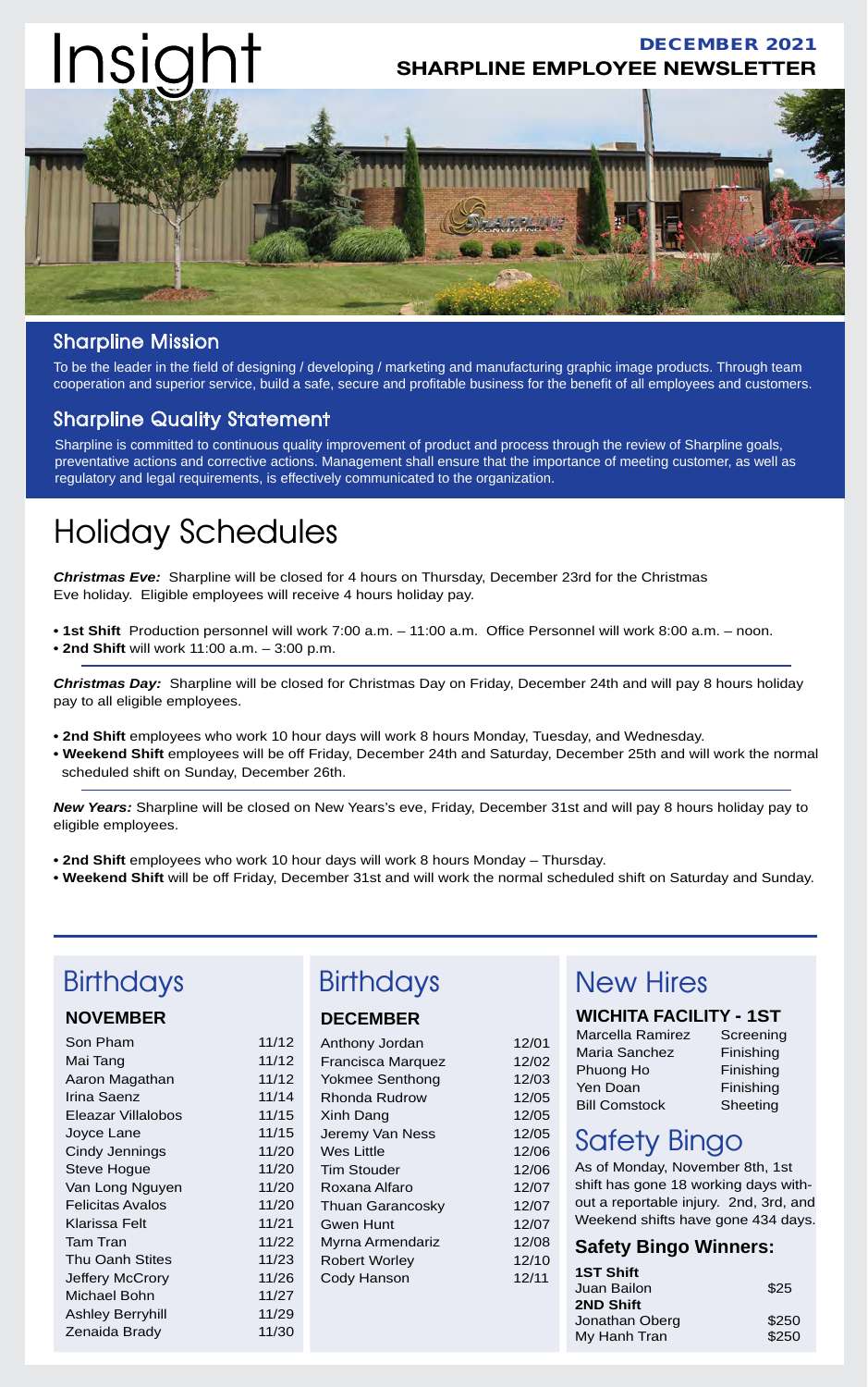# Insight

**DECEMBER 2021**
**SHARPLINE EMPLOYEE NEWSLETTER**

## Sharpline Mission

To be the leader in the field of designing / developing / marketing and manufacturing graphic image products. Through team cooperation and superior service, build a safe, secure and profitable business for the benefit of all employees and customers.

## Sharpline Quality Statement

Sharpline is committed to continuous quality improvement of product and process through the review of Sharpline goals, preventative actions and corrective actions. Management shall ensure that the importance of meeting customer, as well as regulatory and legal requirements, is effectively communicated to the organization.

# Holiday Schedules

***Christmas Eve:*** Sharpline will be closed for 4 hours on Thursday, December 23rd for the Christmas Eve holiday. Eligible employees will receive 4 hours holiday pay.

- **1st Shift** Production personnel will work 7:00 a.m. – 11:00 a.m. Office Personnel will work 8:00 a.m. – noon.
- **2nd Shift** will work 11:00 a.m. – 3:00 p.m.

***Christmas Day:*** Sharpline will be closed for Christmas Day on Friday, December 24th and will pay 8 hours holiday pay to all eligible employees.

- **2nd Shift** employees who work 10 hour days will work 8 hours Monday, Tuesday, and Wednesday.
- **Weekend Shift** employees will be off Friday, December 24th and Saturday, December 25th and will work the normal scheduled shift on Sunday, December 26th.

***New Years:*** Sharpline will be closed on New Years's eve, Friday, December 31st and will pay 8 hours holiday pay to eligible employees.

- **2nd Shift** employees who work 10 hour days will work 8 hours Monday – Thursday.
- **Weekend Shift** will be off Friday, December 31st and will work the normal scheduled shift on Saturday and Sunday.

# Birthdays

### NOVEMBER

| Name | Date |
|---|---|
| Son Pham | 11/12 |
| Mai Tang | 11/12 |
| Aaron Magathan | 11/12 |
| Irina Saenz | 11/14 |
| Eleazar Villalobos | 11/15 |
| Joyce Lane | 11/15 |
| Cindy Jennings | 11/20 |
| Steve Hogue | 11/20 |
| Van Long Nguyen | 11/20 |
| Felicitas Avalos | 11/20 |
| Klarissa Felt | 11/21 |
| Tam Tran | 11/22 |
| Thu Oanh Stites | 11/23 |
| Jeffery McCrory | 11/26 |
| Michael Bohn | 11/27 |
| Ashley Berryhill | 11/29 |
| Zenaida Brady | 11/30 |

# Birthdays

### DECEMBER

| Name | Date |
|---|---|
| Anthony Jordan | 12/01 |
| Francisca Marquez | 12/02 |
| Yokmee Senthong | 12/03 |
| Rhonda Rudrow | 12/05 |
| Xinh Dang | 12/05 |
| Jeremy Van Ness | 12/05 |
| Wes Little | 12/06 |
| Tim Stouder | 12/06 |
| Roxana Alfaro | 12/07 |
| Thuan Garancosky | 12/07 |
| Gwen Hunt | 12/07 |
| Myrna Armendariz | 12/08 |
| Robert Worley | 12/10 |
| Cody Hanson | 12/11 |

# New Hires

### WICHITA FACILITY - 1ST

| Name | Department |
|---|---|
| Marcella Ramirez | Screening |
| Maria Sanchez | Finishing |
| Phuong Ho | Finishing |
| Yen Doan | Finishing |
| Bill Comstock | Sheeting |

# Safety Bingo

As of Monday, November 8th, 1st shift has gone 18 working days without a reportable injury. 2nd, 3rd, and Weekend shifts have gone 434 days.

### Safety Bingo Winners:

| | |
|---|---|
| **1ST Shift** | |
| Juan Bailon | $25 |
| **2ND Shift** | |
| Jonathan Oberg | $250 |
| My Hanh Tran | $250 |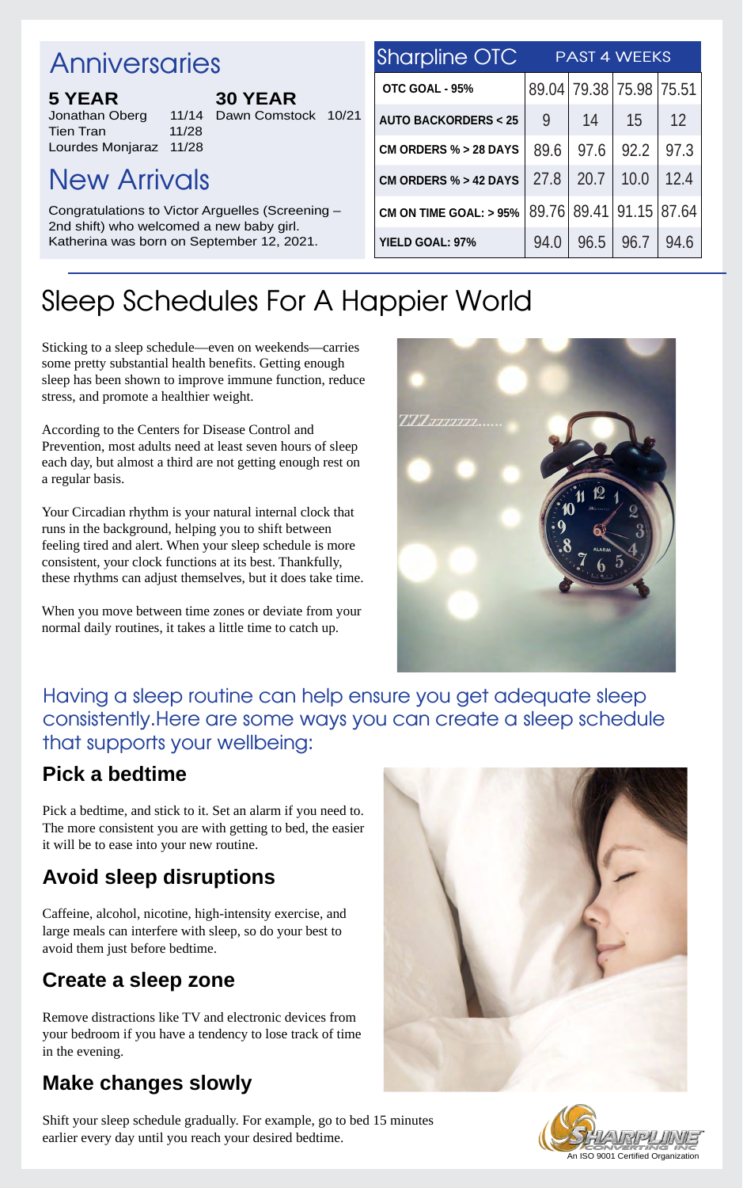## Anniversaries

**5 YEAR**

Jonathan Oberg 11/14
Tien Tran 11/28
Lourdes Monjaraz 11/28

**30 YEAR**

Dawn Comstock 10/21

## New Arrivals

Congratulations to Victor Arguelles (Screening – 2nd shift) who welcomed a new baby girl. Katherina was born on September 12, 2021.

## Sharpline OTC

| | PAST 4 WEEKS | | | |
|---|---|---|---|---|
| OTC GOAL - 95% | 89.04 | 79.38 | 75.98 | 75.51 |
| AUTO BACKORDERS < 25 | 9 | 14 | 15 | 12 |
| CM ORDERS % > 28 DAYS | 89.6 | 97.6 | 92.2 | 97.3 |
| CM ORDERS % > 42 DAYS | 27.8 | 20.7 | 10.0 | 12.4 |
| CM ON TIME GOAL: > 95% | 89.76 | 89.41 | 91.15 | 87.64 |
| YIELD GOAL: 97% | 94.0 | 96.5 | 96.7 | 94.6 |

# Sleep Schedules For A Happier World

Sticking to a sleep schedule—even on weekends—carries some pretty substantial health benefits. Getting enough sleep has been shown to improve immune function, reduce stress, and promote a healthier weight.

According to the Centers for Disease Control and Prevention, most adults need at least seven hours of sleep each day, but almost a third are not getting enough rest on a regular basis.

Your Circadian rhythm is your natural internal clock that runs in the background, helping you to shift between feeling tired and alert. When your sleep schedule is more consistent, your clock functions at its best. Thankfully, these rhythms can adjust themselves, but it does take time.

When you move between time zones or deviate from your normal daily routines, it takes a little time to catch up.

Having a sleep routine can help ensure you get adequate sleep consistently.Here are some ways you can create a sleep schedule that supports your wellbeing:

### Pick a bedtime

Pick a bedtime, and stick to it. Set an alarm if you need to. The more consistent you are with getting to bed, the easier it will be to ease into your new routine.

### Avoid sleep disruptions

Caffeine, alcohol, nicotine, high-intensity exercise, and large meals can interfere with sleep, so do your best to avoid them just before bedtime.

### Create a sleep zone

Remove distractions like TV and electronic devices from your bedroom if you have a tendency to lose track of time in the evening.

### Make changes slowly

Shift your sleep schedule gradually. For example, go to bed 15 minutes earlier every day until you reach your desired bedtime.

SHARPLINE CONVERTING INC
An ISO 9001 Certified Organization